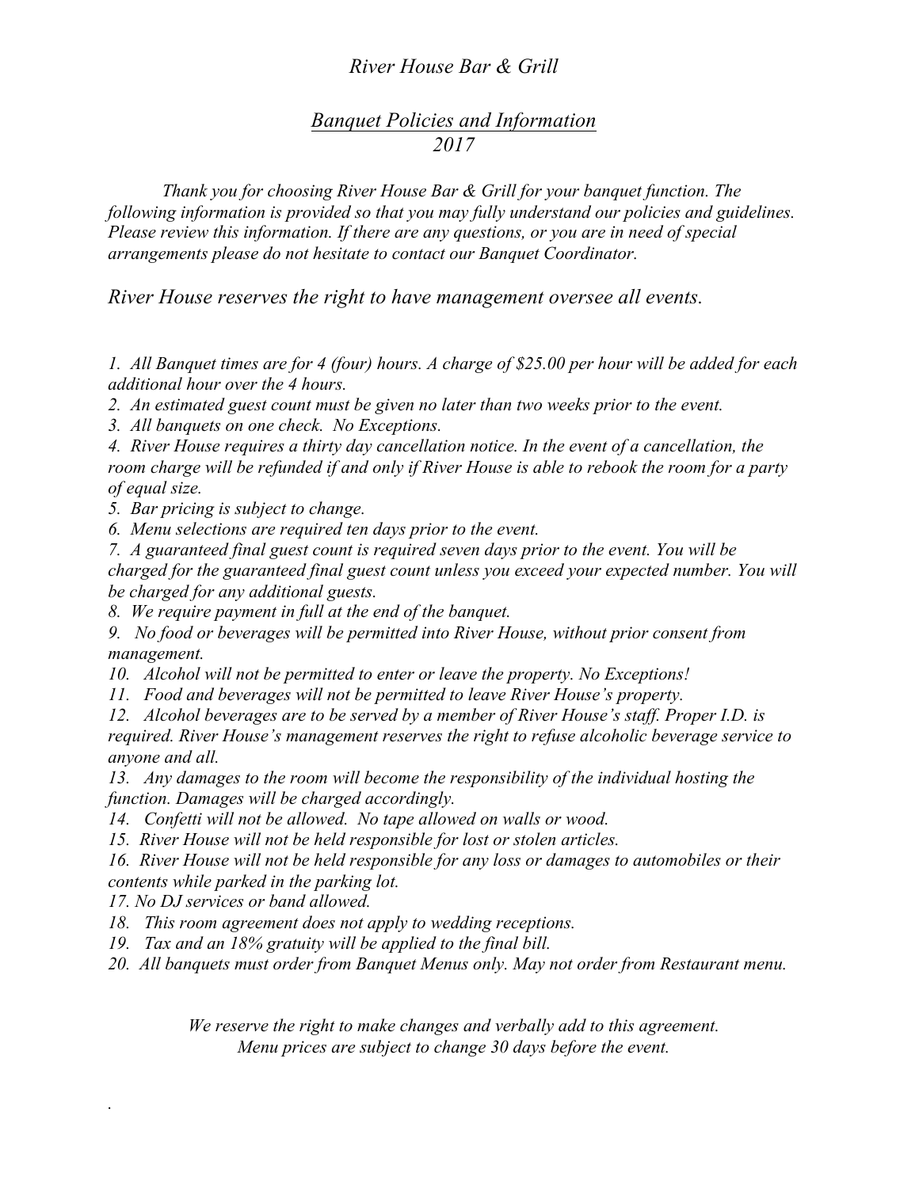# *River House Bar & Grill*

## *Banquet Policies and Information*
## *2017*

*Thank you for choosing River House Bar & Grill for your banquet function. The following information is provided so that you may fully understand our policies and guidelines. Please review this information. If there are any questions, or you are in need of special arrangements please do not hesitate to contact our Banquet Coordinator.*

*River House reserves the right to have management oversee all events.*

1. *All Banquet times are for 4 (four) hours. A charge of $25.00 per hour will be added for each additional hour over the 4 hours.*
2. *An estimated guest count must be given no later than two weeks prior to the event.*
3. *All banquets on one check. No Exceptions.*
4. *River House requires a thirty day cancellation notice. In the event of a cancellation, the room charge will be refunded if and only if River House is able to rebook the room for a party of equal size.*
5. *Bar pricing is subject to change.*
6. *Menu selections are required ten days prior to the event.*
7. *A guaranteed final guest count is required seven days prior to the event. You will be charged for the guaranteed final guest count unless you exceed your expected number. You will be charged for any additional guests.*
8. *We require payment in full at the end of the banquet.*
9. *No food or beverages will be permitted into River House, without prior consent from management.*
10. *Alcohol will not be permitted to enter or leave the property. No Exceptions!*
11. *Food and beverages will not be permitted to leave River House's property.*
12. *Alcohol beverages are to be served by a member of River House's staff. Proper I.D. is required. River House's management reserves the right to refuse alcoholic beverage service to anyone and all.*
13. *Any damages to the room will become the responsibility of the individual hosting the function. Damages will be charged accordingly.*
14. *Confetti will not be allowed. No tape allowed on walls or wood.*
15. *River House will not be held responsible for lost or stolen articles.*
16. *River House will not be held responsible for any loss or damages to automobiles or their contents while parked in the parking lot.*
17. *No DJ services or band allowed.*
18. *This room agreement does not apply to wedding receptions.*
19. *Tax and an 18% gratuity will be applied to the final bill.*
20. *All banquets must order from Banquet Menus only. May not order from Restaurant menu.*

*We reserve the right to make changes and verbally add to this agreement.*
*Menu prices are subject to change 30 days before the event.*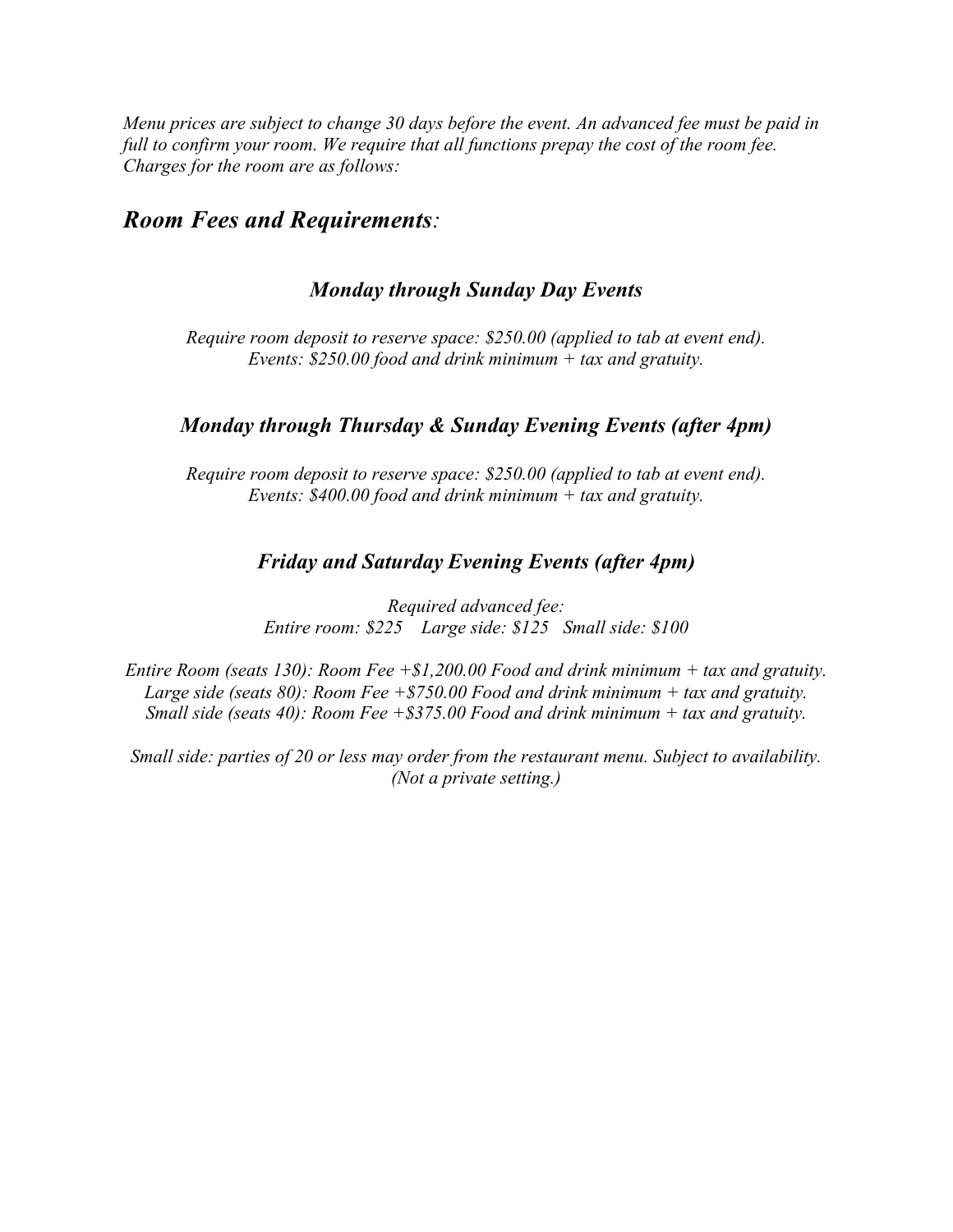*Menu prices are subject to change 30 days before the event. An advanced fee must be paid in full to confirm your room. We require that all functions prepay the cost of the room fee. Charges for the room are as follows:*

## *Room Fees and Requirements*:

### *Monday through Sunday Day Events*

*Require room deposit to reserve space: $250.00 (applied to tab at event end).*
*Events: $250.00 food and drink minimum + tax and gratuity.*

### *Monday through Thursday & Sunday Evening Events (after 4pm)*

*Require room deposit to reserve space: $250.00 (applied to tab at event end).*
*Events: $400.00 food and drink minimum + tax and gratuity.*

### *Friday and Saturday Evening Events (after 4pm)*

*Required advanced fee:*
*Entire room: $225 Large side: $125 Small side: $100*

*Entire Room (seats 130): Room Fee +$1,200.00 Food and drink minimum + tax and gratuity.*
*Large side (seats 80): Room Fee +$750.00 Food and drink minimum + tax and gratuity.*
*Small side (seats 40): Room Fee +$375.00 Food and drink minimum + tax and gratuity.*

*Small side: parties of 20 or less may order from the restaurant menu. Subject to availability. (Not a private setting.)*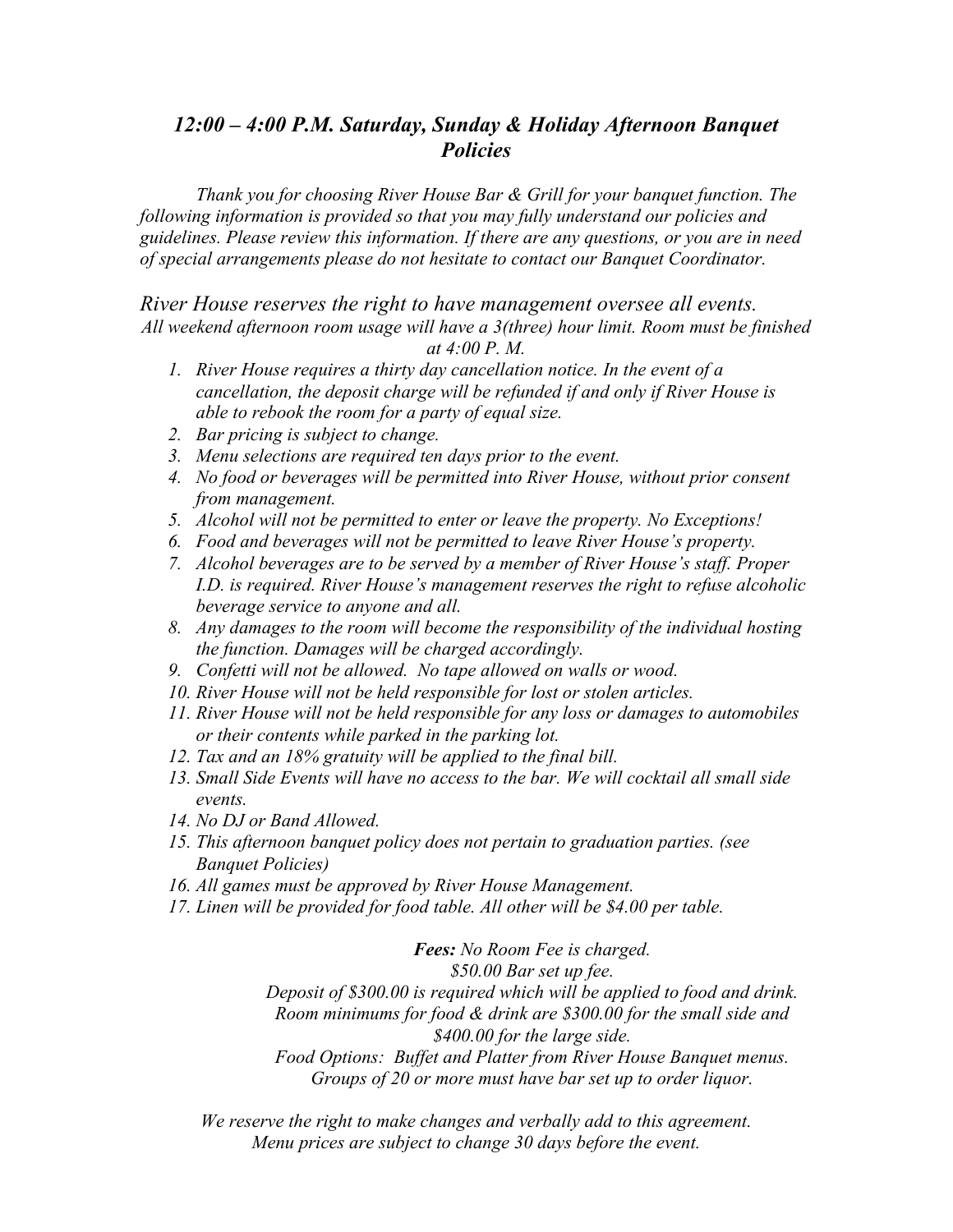# *12:00 – 4:00 P.M. Saturday, Sunday & Holiday Afternoon Banquet Policies*

*Thank you for choosing River House Bar & Grill for your banquet function. The following information is provided so that you may fully understand our policies and guidelines. Please review this information. If there are any questions, or you are in need of special arrangements please do not hesitate to contact our Banquet Coordinator.*

*River House reserves the right to have management oversee all events.*

*All weekend afternoon room usage will have a 3(three) hour limit. Room must be finished at 4:00 P. M.*

1. *River House requires a thirty day cancellation notice. In the event of a cancellation, the deposit charge will be refunded if and only if River House is able to rebook the room for a party of equal size.*
2. *Bar pricing is subject to change.*
3. *Menu selections are required ten days prior to the event.*
4. *No food or beverages will be permitted into River House, without prior consent from management.*
5. *Alcohol will not be permitted to enter or leave the property. No Exceptions!*
6. *Food and beverages will not be permitted to leave River House's property.*
7. *Alcohol beverages are to be served by a member of River House's staff. Proper I.D. is required. River House's management reserves the right to refuse alcoholic beverage service to anyone and all.*
8. *Any damages to the room will become the responsibility of the individual hosting the function. Damages will be charged accordingly.*
9. *Confetti will not be allowed. No tape allowed on walls or wood.*
10. *River House will not be held responsible for lost or stolen articles.*
11. *River House will not be held responsible for any loss or damages to automobiles or their contents while parked in the parking lot.*
12. *Tax and an 18% gratuity will be applied to the final bill.*
13. *Small Side Events will have no access to the bar. We will cocktail all small side events.*
14. *No DJ or Band Allowed.*
15. *This afternoon banquet policy does not pertain to graduation parties. (see Banquet Policies)*
16. *All games must be approved by River House Management.*
17. *Linen will be provided for food table. All other will be $4.00 per table.*

***Fees:*** *No Room Fee is charged.*
*$50.00 Bar set up fee.*
*Deposit of $300.00 is required which will be applied to food and drink.*
*Room minimums for food & drink are $300.00 for the small side and $400.00 for the large side.*
*Food Options: Buffet and Platter from River House Banquet menus.*
*Groups of 20 or more must have bar set up to order liquor.*

*We reserve the right to make changes and verbally add to this agreement.*
*Menu prices are subject to change 30 days before the event.*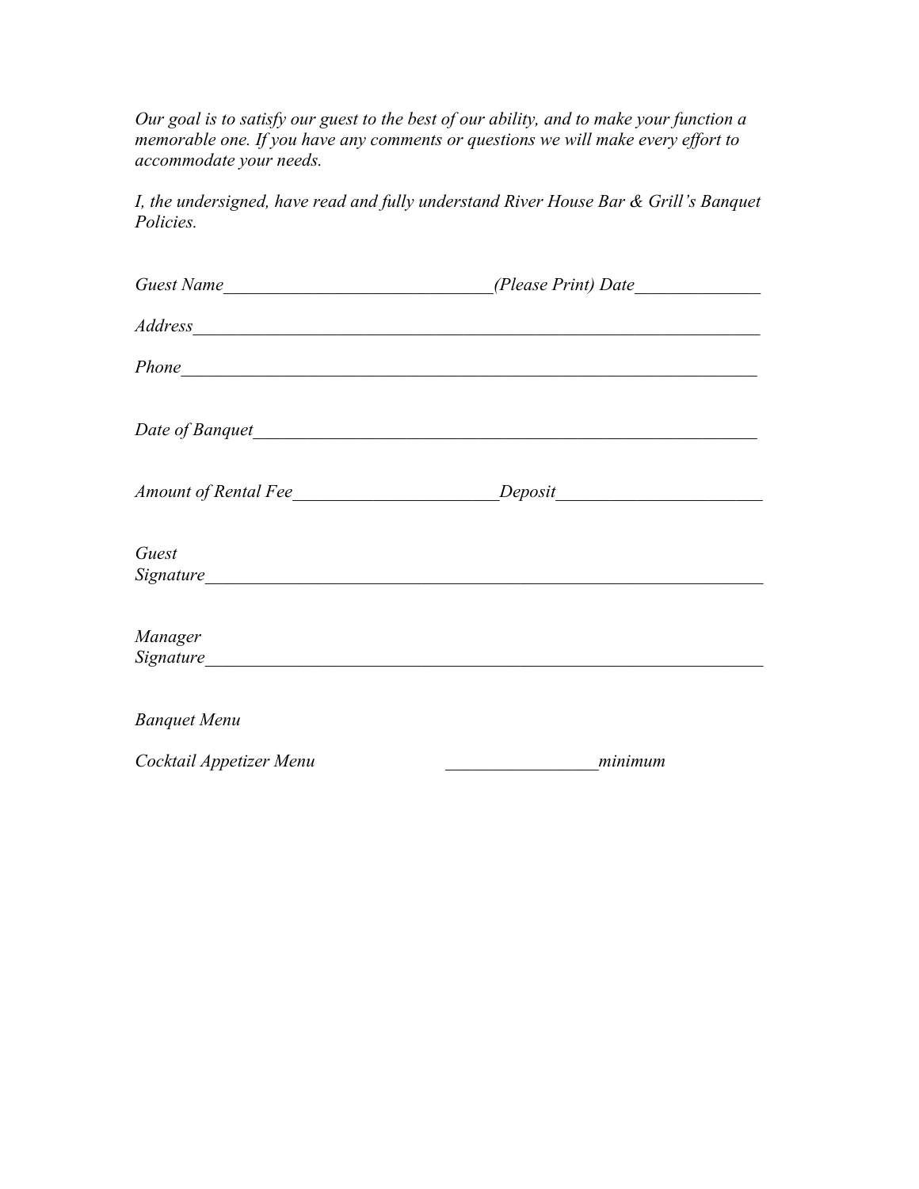*Our goal is to satisfy our guest to the best of our ability, and to make your function a memorable one. If you have any comments or questions we will make every effort to accommodate your needs.*

*I, the undersigned, have read and fully understand River House Bar & Grill's Banquet Policies.*

*Guest Name*______________________________*(Please Print) Date*______________

*Address*_________________________________________________________________

*Phone*__________________________________________________________________

*Date of Banquet*__________________________________________________________

*Amount of Rental Fee*_______________________*Deposit*______________________

*Guest Signature*_________________________________________________________

*Manager Signature*_______________________________________________________

*Banquet Menu*

*Cocktail Appetizer Menu* _________________*minimum*